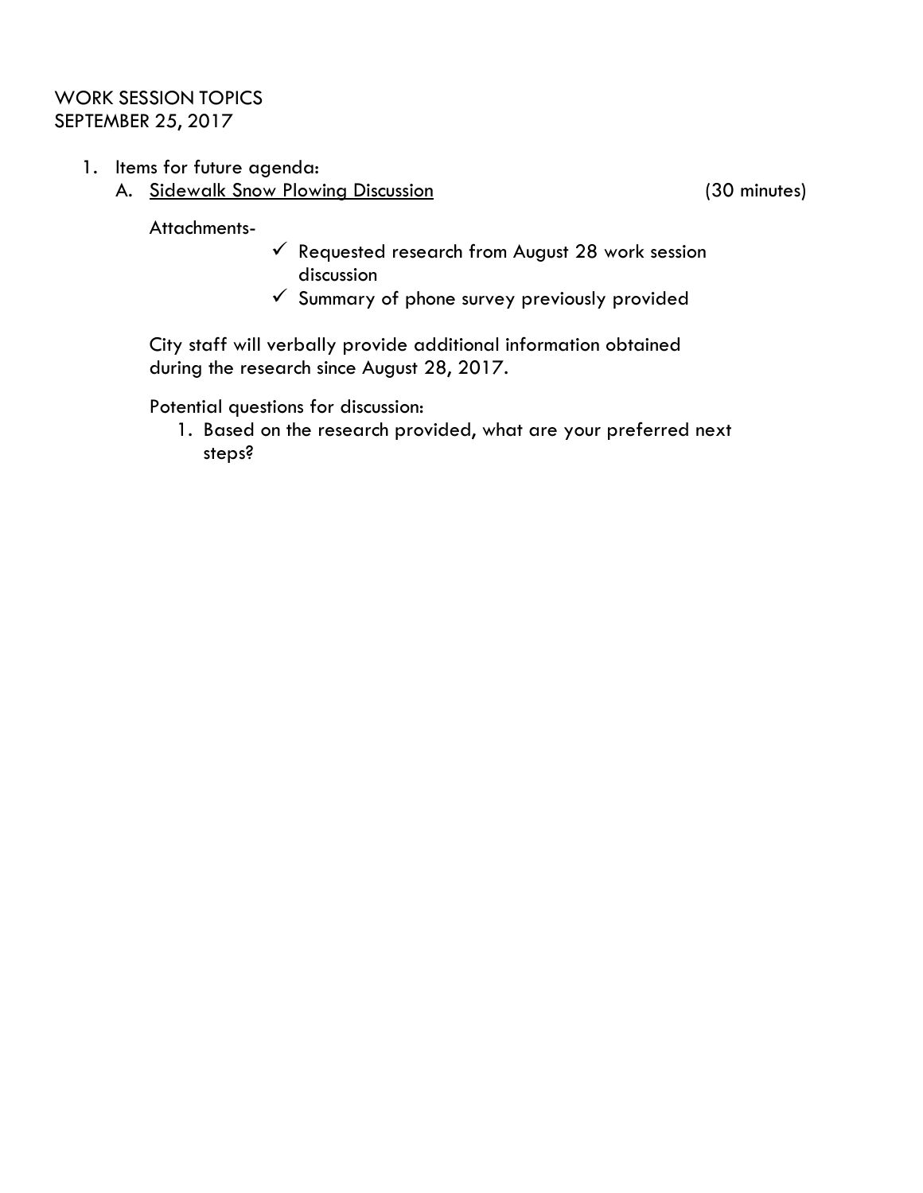WORK SESSION TOPICS
SEPTEMBER 25, 2017

1. Items for future agenda:
   A. Sidewalk Snow Plowing Discussion (30 minutes)

      Attachments-
      - ✓ Requested research from August 28 work session discussion
      - ✓ Summary of phone survey previously provided

      City staff will verbally provide additional information obtained during the research since August 28, 2017.

      Potential questions for discussion:
      1. Based on the research provided, what are your preferred next steps?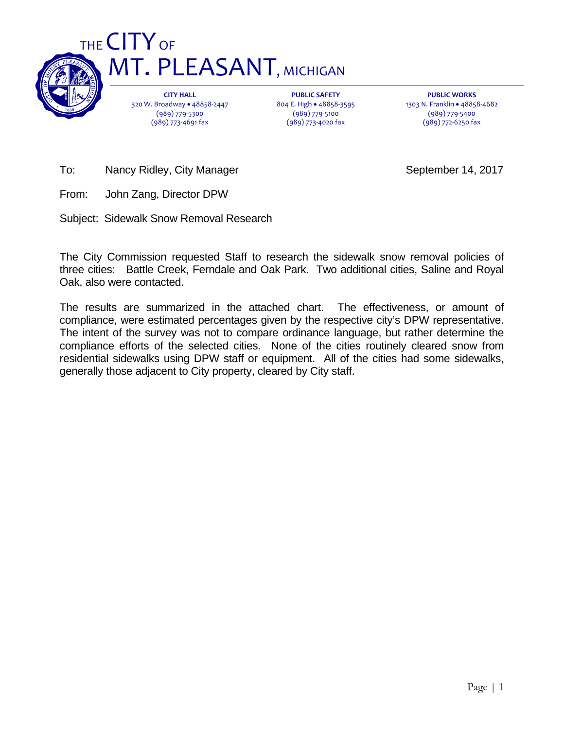# THE CITY OF MT. PLEASANT, MICHIGAN

**CITY HALL**
320 W. Broadway • 48858-2447
(989) 779-5300
(989) 773-4691 fax

**PUBLIC SAFETY**
804 E. High • 48858-3595
(989) 779-5100
(989) 773-4020 fax

**PUBLIC WORKS**
1303 N. Franklin • 48858-4682
(989) 779-5400
(989) 772-6250 fax

To: Nancy Ridley, City Manager

September 14, 2017

From: John Zang, Director DPW

Subject: Sidewalk Snow Removal Research

The City Commission requested Staff to research the sidewalk snow removal policies of three cities: Battle Creek, Ferndale and Oak Park. Two additional cities, Saline and Royal Oak, also were contacted.

The results are summarized in the attached chart. The effectiveness, or amount of compliance, were estimated percentages given by the respective city's DPW representative. The intent of the survey was not to compare ordinance language, but rather determine the compliance efforts of the selected cities. None of the cities routinely cleared snow from residential sidewalks using DPW staff or equipment. All of the cities had some sidewalks, generally those adjacent to City property, cleared by City staff.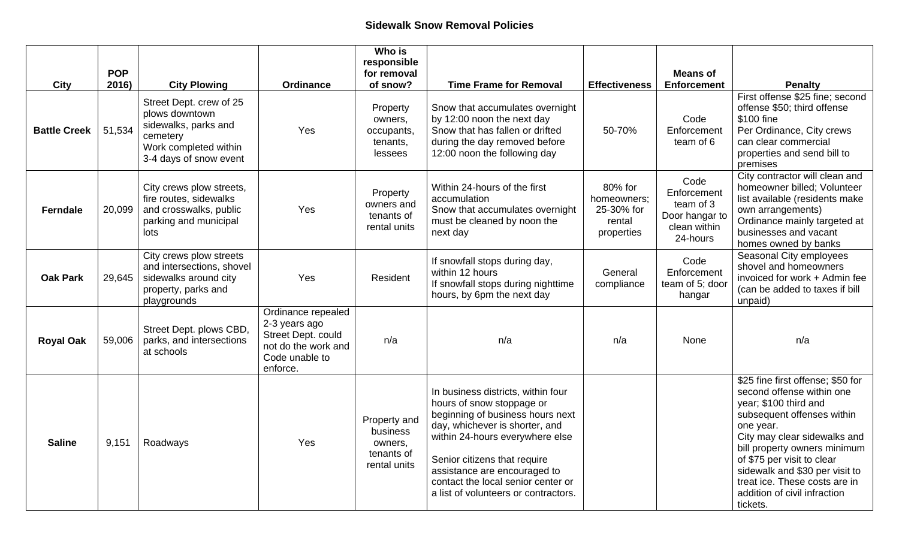## Sidewalk Snow Removal Policies

| City | POP 2016) | City Plowing | Ordinance | Who is responsible for removal of snow? | Time Frame for Removal | Effectiveness | Means of Enforcement | Penalty |
|---|---|---|---|---|---|---|---|---|
| **Battle Creek** | 51,534 | Street Dept. crew of 25 plows downtown sidewalks, parks and cemetery<br>Work completed within 3-4 days of snow event | Yes | Property owners, occupants, tenants, lessees | Snow that accumulates overnight by 12:00 noon the next day<br>Snow that has fallen or drifted during the day removed before 12:00 noon the following day | 50-70% | Code Enforcement team of 6 | First offense $25 fine; second offense $50; third offense $100 fine<br>Per Ordinance, City crews can clear commercial properties and send bill to premises |
| **Ferndale** | 20,099 | City crews plow streets, fire routes, sidewalks and crosswalks, public parking and municipal lots | Yes | Property owners and tenants of rental units | Within 24-hours of the first accumulation<br>Snow that accumulates overnight must be cleaned by noon the next day | 80% for homeowners; 25-30% for rental properties | Code Enforcement team of 3<br>Door hangar to clean within 24-hours | City contractor will clean and homeowner billed; Volunteer list available (residents make own arrangements)<br>Ordinance mainly targeted at businesses and vacant homes owned by banks |
| **Oak Park** | 29,645 | City crews plow streets and intersections, shovel sidewalks around city property, parks and playgrounds | Yes | Resident | If snowfall stops during day, within 12 hours<br>If snowfall stops during nighttime hours, by 6pm the next day | General compliance | Code Enforcement team of 5; door hangar | Seasonal City employees shovel and homeowners invoiced for work + Admin fee (can be added to taxes if bill unpaid) |
| **Royal Oak** | 59,006 | Street Dept. plows CBD, parks, and intersections at schools | Ordinance repealed 2-3 years ago Street Dept. could not do the work and Code unable to enforce. | n/a | n/a | n/a | None | n/a |
| **Saline** | 9,151 | Roadways | Yes | Property and business owners, tenants of rental units | In business districts, within four hours of snow stoppage or beginning of business hours next day, whichever is shorter, and within 24-hours everywhere else<br><br>Senior citizens that require assistance are encouraged to contact the local senior center or a list of volunteers or contractors. | | | $25 fine first offense; $50 for second offense within one year; $100 third and subsequent offenses within one year.<br>City may clear sidewalks and bill property owners minimum of $75 per visit to clear sidewalk and $30 per visit to treat ice. These costs are in addition of civil infraction tickets. |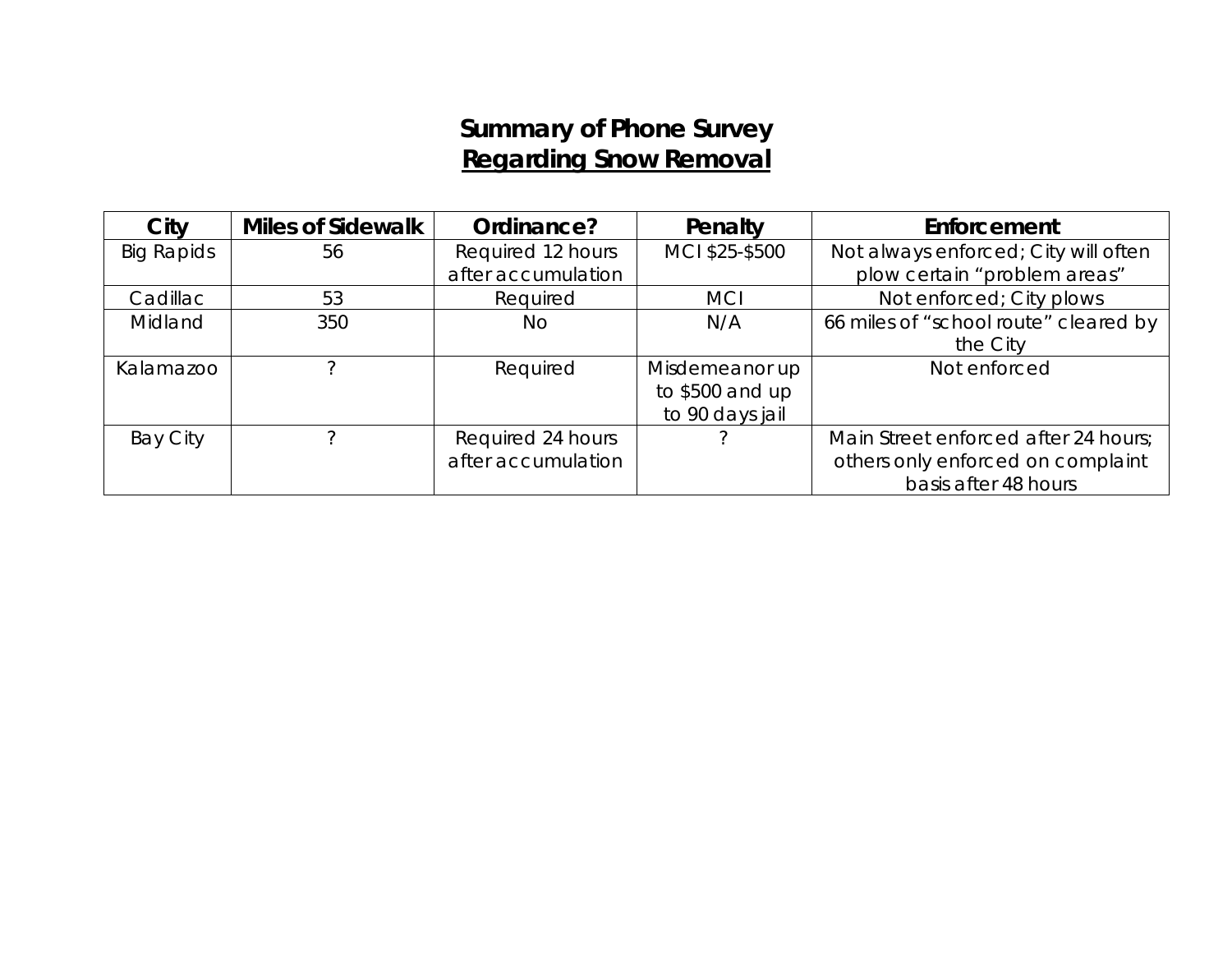# Summary of Phone Survey
## Regarding Snow Removal

| City | Miles of Sidewalk | Ordinance? | Penalty | Enforcement |
|---|---|---|---|---|
| Big Rapids | 56 | Required 12 hours after accumulation | MCI $25-$500 | Not always enforced; City will often plow certain "problem areas" |
| Cadillac | 53 | Required | MCI | Not enforced; City plows |
| Midland | 350 | No | N/A | 66 miles of "school route" cleared by the City |
| Kalamazoo | ? | Required | Misdemeanor up to $500 and up to 90 days jail | Not enforced |
| Bay City | ? | Required 24 hours after accumulation | ? | Main Street enforced after 24 hours; others only enforced on complaint basis after 48 hours |